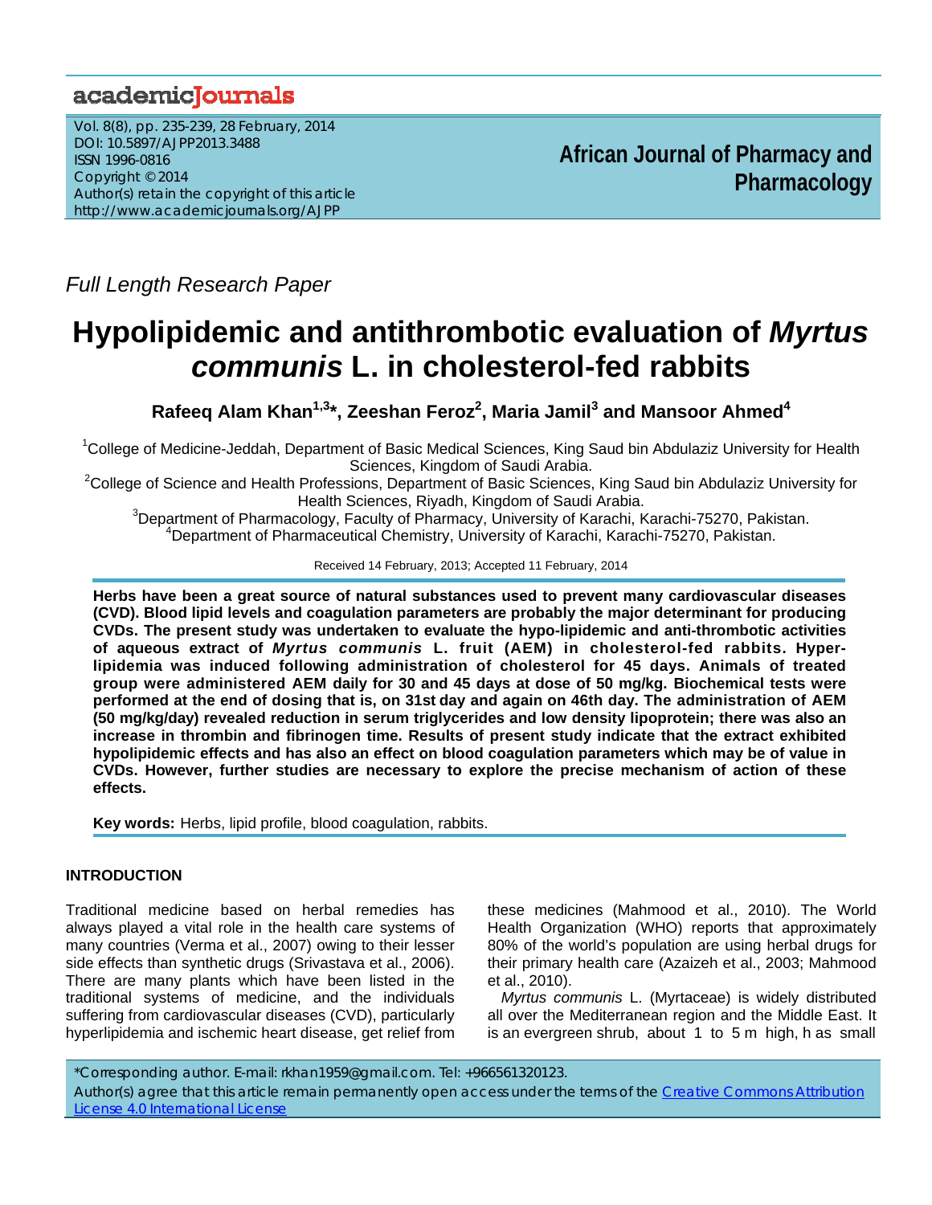Full Length Research Paper

# Hypolipidemic and antithrombotic evaluation of *Myrtus communis* L. in cholesterol-fed rabbits

**Rafeeq Alam Khan[1,3]*, Zeeshan Feroz[2], Maria Jamil[3] and Mansoor Ahmed[4]**

[1]College of Medicine-Jeddah, Department of Basic Medical Sciences, King Saud bin Abdulaziz University for Health Sciences, Kingdom of Saudi Arabia.

[2]College of Science and Health Professions, Department of Basic Sciences, King Saud bin Abdulaziz University for Health Sciences, Riyadh, Kingdom of Saudi Arabia.

[3]Department of Pharmacology, Faculty of Pharmacy, University of Karachi, Karachi-75270, Pakistan.

[4]Department of Pharmaceutical Chemistry, University of Karachi, Karachi-75270, Pakistan.

Received 14 February, 2013; Accepted 11 February, 2014

**Herbs have been a great source of natural substances used to prevent many cardiovascular diseases (CVD). Blood lipid levels and coagulation parameters are probably the major determinant for producing CVDs. The present study was undertaken to evaluate the hypo-lipidemic and anti-thrombotic activities of aqueous extract of *Myrtus communis* L. fruit (AEM) in cholesterol-fed rabbits. Hyper-lipidemia was induced following administration of cholesterol for 45 days. Animals of treated group were administered AEM daily for 30 and 45 days at dose of 50 mg/kg. Biochemical tests were performed at the end of dosing that is, on 31st day and again on 46th day. The administration of AEM (50 mg/kg/day) revealed reduction in serum triglycerides and low density lipoprotein; there was also an increase in thrombin and fibrinogen time. Results of present study indicate that the extract exhibited hypolipidemic effects and has also an effect on blood coagulation parameters which may be of value in CVDs. However, further studies are necessary to explore the precise mechanism of action of these effects.**

**Key words:** Herbs, lipid profile, blood coagulation, rabbits.

## INTRODUCTION

Traditional medicine based on herbal remedies has always played a vital role in the health care systems of many countries (Verma et al., 2007) owing to their lesser side effects than synthetic drugs (Srivastava et al., 2006). There are many plants which have been listed in the traditional systems of medicine, and the individuals suffering from cardiovascular diseases (CVD), particularly hyperlipidemia and ischemic heart disease, get relief from these medicines (Mahmood et al., 2010). The World Health Organization (WHO) reports that approximately 80% of the world's population are using herbal drugs for their primary health care (Azaizeh et al., 2003; Mahmood et al., 2010).

*Myrtus communis* L. (Myrtaceae) is widely distributed all over the Mediterranean region and the Middle East. It is an evergreen shrub, about 1 to 5 m high, h as small

*Corresponding author. E-mail: rkhan1959@gmail.com. Tel: +966561320123.

Author(s) agree that this article remain permanently open access under the terms of the Creative Commons Attribution License 4.0 International License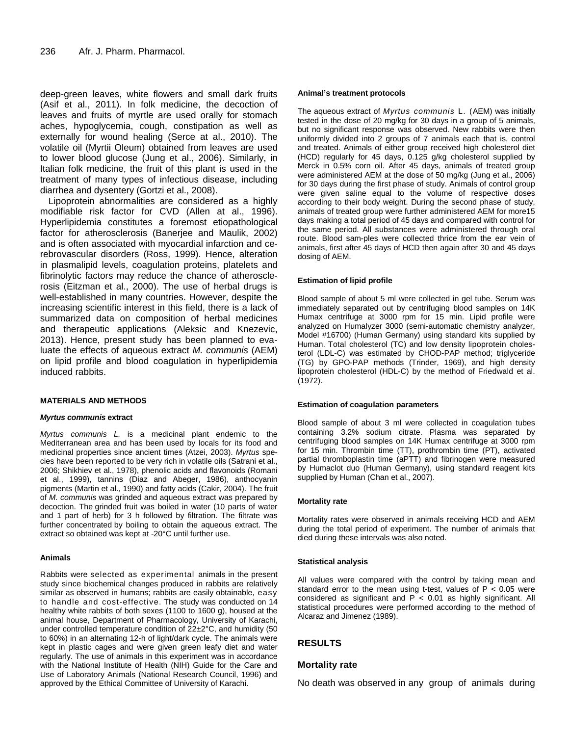deep-green leaves, white flowers and small dark fruits (Asif et al., 2011). In folk medicine, the decoction of leaves and fruits of myrtle are used orally for stomach aches, hypoglycemia, cough, constipation as well as externally for wound healing (Serce at al., 2010). The volatile oil (Myrtii Oleum) obtained from leaves are used to lower blood glucose (Jung et al., 2006). Similarly, in Italian folk medicine, the fruit of this plant is used in the treatment of many types of infectious disease, including diarrhea and dysentery (Gortzi et al., 2008).

Lipoprotein abnormalities are considered as a highly modifiable risk factor for CVD (Allen at al., 1996). Hyperlipidemia constitutes a foremost etiopathological factor for atherosclerosis (Banerjee and Maulik, 2002) and is often associated with myocardial infarction and cerebrovascular disorders (Ross, 1999). Hence, alteration in plasmalipid levels, coagulation proteins, platelets and fibrinolytic factors may reduce the chance of atherosclerosis (Eitzman et al., 2000). The use of herbal drugs is well-established in many countries. However, despite the increasing scientific interest in this field, there is a lack of summarized data on composition of herbal medicines and therapeutic applications (Aleksic and Knezevic, 2013). Hence, present study has been planned to evaluate the effects of aqueous extract *M. communis* (AEM) on lipid profile and blood coagulation in hyperlipidemia induced rabbits.

## MATERIALS AND METHODS

### *Myrtus communis* extract

*Myrtus communis L.* is a medicinal plant endemic to the Mediterranean area and has been used by locals for its food and medicinal properties since ancient times (Atzei, 2003). *Myrtus* species have been reported to be very rich in volatile oils (Satrani et al., 2006; Shikhiev et al., 1978), phenolic acids and flavonoids (Romani et al., 1999), tannins (Diaz and Abeger, 1986), anthocyanin pigments (Martin et al., 1990) and fatty acids (Cakir, 2004). The fruit of *M. communis* was grinded and aqueous extract was prepared by decoction. The grinded fruit was boiled in water (10 parts of water and 1 part of herb) for 3 h followed by filtration. The filtrate was further concentrated by boiling to obtain the aqueous extract. The extract so obtained was kept at -20°C until further use.

### Animals

Rabbits were selected as experimental animals in the present study since biochemical changes produced in rabbits are relatively similar as observed in humans; rabbits are easily obtainable, easy to handle and cost-effective. The study was conducted on 14 healthy white rabbits of both sexes (1100 to 1600 g), housed at the animal house, Department of Pharmacology, University of Karachi, under controlled temperature condition of 22±2°C, and humidity (50 to 60%) in an alternating 12-h of light/dark cycle. The animals were kept in plastic cages and were given green leafy diet and water regularly. The use of animals in this experiment was in accordance with the National Institute of Health (NIH) Guide for the Care and Use of Laboratory Animals (National Research Council, 1996) and approved by the Ethical Committee of University of Karachi.

### Animal's treatment protocols

The aqueous extract of *Myrtus communis* L. (AEM) was initially tested in the dose of 20 mg/kg for 30 days in a group of 5 animals, but no significant response was observed. New rabbits were then uniformly divided into 2 groups of 7 animals each that is, control and treated. Animals of either group received high cholesterol diet (HCD) regularly for 45 days, 0.125 g/kg cholesterol supplied by Merck in 0.5% corn oil. After 45 days, animals of treated group were administered AEM at the dose of 50 mg/kg (Jung et al., 2006) for 30 days during the first phase of study. Animals of control group were given saline equal to the volume of respective doses according to their body weight. During the second phase of study, animals of treated group were further administered AEM for more15 days making a total period of 45 days and compared with control for the same period. All substances were administered through oral route. Blood samples were collected thrice from the ear vein of animals, first after 45 days of HCD then again after 30 and 45 days dosing of AEM.

### Estimation of lipid profile

Blood sample of about 5 ml were collected in gel tube. Serum was immediately separated out by centrifuging blood samples on 14K Humax centrifuge at 3000 rpm for 15 min. Lipid profile were analyzed on Humalyzer 3000 (semi-automatic chemistry analyzer, Model #16700) (Human Germany) using standard kits supplied by Human. Total cholesterol (TC) and low density lipoprotein cholesterol (LDL-C) was estimated by CHOD-PAP method; triglyceride (TG) by GPO-PAP methods (Trinder, 1969), and high density lipoprotein cholesterol (HDL-C) by the method of Friedwald et al. (1972).

### Estimation of coagulation parameters

Blood sample of about 3 ml were collected in coagulation tubes containing 3.2% sodium citrate. Plasma was separated by centrifuging blood samples on 14K Humax centrifuge at 3000 rpm for 15 min. Thrombin time (TT), prothrombin time (PT), activated partial thromboplastin time (aPTT) and fibrinogen were measured by Humaclot duo (Human Germany), using standard reagent kits supplied by Human (Chan et al., 2007).

### Mortality rate

Mortality rates were observed in animals receiving HCD and AEM during the total period of experiment. The number of animals that died during these intervals was also noted.

### Statistical analysis

All values were compared with the control by taking mean and standard error to the mean using t-test, values of $P < 0.05$ were considered as significant and $P < 0.01$ as highly significant. All statistical procedures were performed according to the method of Alcaraz and Jimenez (1989).

## RESULTS

### Mortality rate

No death was observed in any group of animals during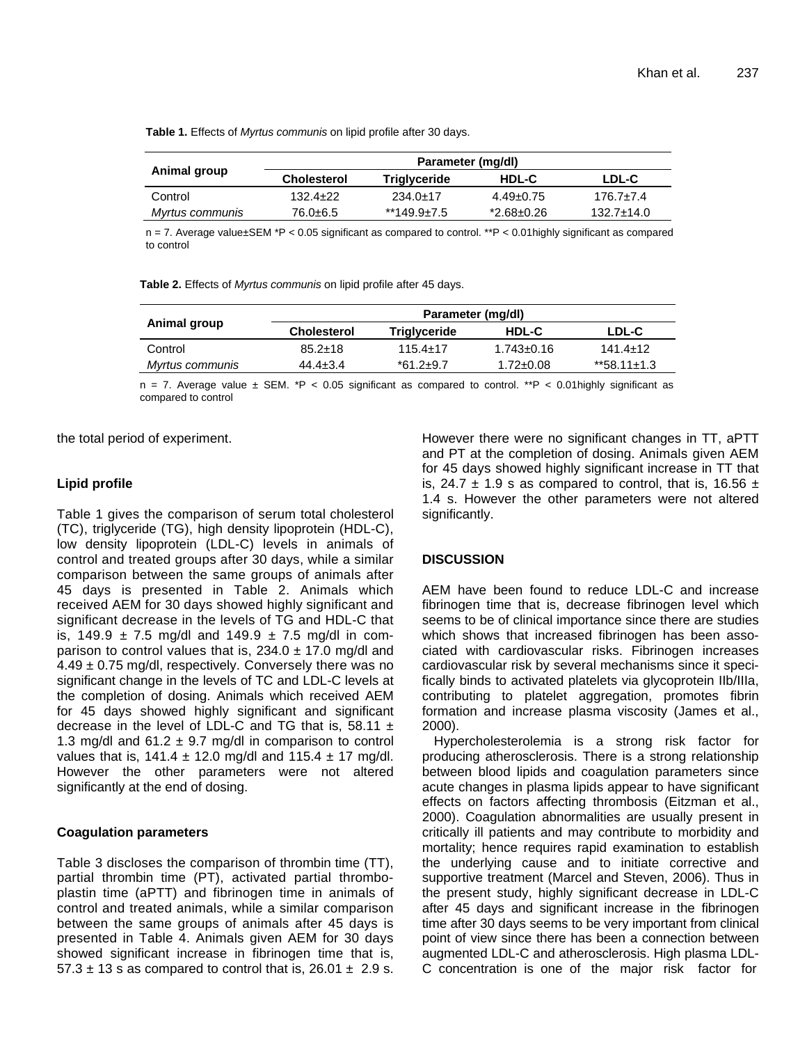**Table 1.** Effects of *Myrtus communis* on lipid profile after 30 days.

| Animal group | Parameter (mg/dl) | | | |
|---|---|---|---|---|
| | Cholesterol | Triglyceride | HDL-C | LDL-C |
| Control | 132.4±22 | 234.0±17 | 4.49±0.75 | 176.7±7.4 |
| *Myrtus communis* | 76.0±6.5 | **149.9±7.5 | *2.68±0.26 | 132.7±14.0 |

n = 7. Average value±SEM *P < 0.05 significant as compared to control. **P < 0.01highly significant as compared to control

**Table 2.** Effects of *Myrtus communis* on lipid profile after 45 days.

| Animal group | Parameter (mg/dl) | | | |
|---|---|---|---|---|
| | Cholesterol | Triglyceride | HDL-C | LDL-C |
| Control | 85.2±18 | 115.4±17 | 1.743±0.16 | 141.4±12 |
| *Myrtus communis* | 44.4±3.4 | *61.2±9.7 | 1.72±0.08 | **58.11±1.3 |

n = 7. Average value ± SEM. *P < 0.05 significant as compared to control. **P < 0.01highly significant as compared to control

the total period of experiment.

### Lipid profile

Table 1 gives the comparison of serum total cholesterol (TC), triglyceride (TG), high density lipoprotein (HDL-C), low density lipoprotein (LDL-C) levels in animals of control and treated groups after 30 days, while a similar comparison between the same groups of animals after 45 days is presented in Table 2. Animals which received AEM for 30 days showed highly significant and significant decrease in the levels of TG and HDL-C that is, 149.9 ± 7.5 mg/dl and 149.9 ± 7.5 mg/dl in comparison to control values that is, 234.0 ± 17.0 mg/dl and 4.49 ± 0.75 mg/dl, respectively. Conversely there was no significant change in the levels of TC and LDL-C levels at the completion of dosing. Animals which received AEM for 45 days showed highly significant and significant decrease in the level of LDL-C and TG that is, 58.11 ± 1.3 mg/dl and 61.2 ± 9.7 mg/dl in comparison to control values that is, 141.4 ± 12.0 mg/dl and 115.4 ± 17 mg/dl. However the other parameters were not altered significantly at the end of dosing.

### Coagulation parameters

Table 3 discloses the comparison of thrombin time (TT), partial thrombin time (PT), activated partial thromboplastin time (aPTT) and fibrinogen time in animals of control and treated animals, while a similar comparison between the same groups of animals after 45 days is presented in Table 4. Animals given AEM for 30 days showed significant increase in fibrinogen time that is, 57.3 ± 13 s as compared to control that is, 26.01 ± 2.9 s. However there were no significant changes in TT, aPTT and PT at the completion of dosing. Animals given AEM for 45 days showed highly significant increase in TT that is, 24.7 ± 1.9 s as compared to control, that is, 16.56 ± 1.4 s. However the other parameters were not altered significantly.

## DISCUSSION

AEM have been found to reduce LDL-C and increase fibrinogen time that is, decrease fibrinogen level which seems to be of clinical importance since there are studies which shows that increased fibrinogen has been associated with cardiovascular risks. Fibrinogen increases cardiovascular risk by several mechanisms since it specifically binds to activated platelets via glycoprotein IIb/IIIa, contributing to platelet aggregation, promotes fibrin formation and increase plasma viscosity (James et al., 2000).

Hypercholesterolemia is a strong risk factor for producing atherosclerosis. There is a strong relationship between blood lipids and coagulation parameters since acute changes in plasma lipids appear to have significant effects on factors affecting thrombosis (Eitzman et al., 2000). Coagulation abnormalities are usually present in critically ill patients and may contribute to morbidity and mortality; hence requires rapid examination to establish the underlying cause and to initiate corrective and supportive treatment (Marcel and Steven, 2006). Thus in the present study, highly significant decrease in LDL-C after 45 days and significant increase in the fibrinogen time after 30 days seems to be very important from clinical point of view since there has been a connection between augmented LDL-C and atherosclerosis. High plasma LDL-C concentration is one of the major risk factor for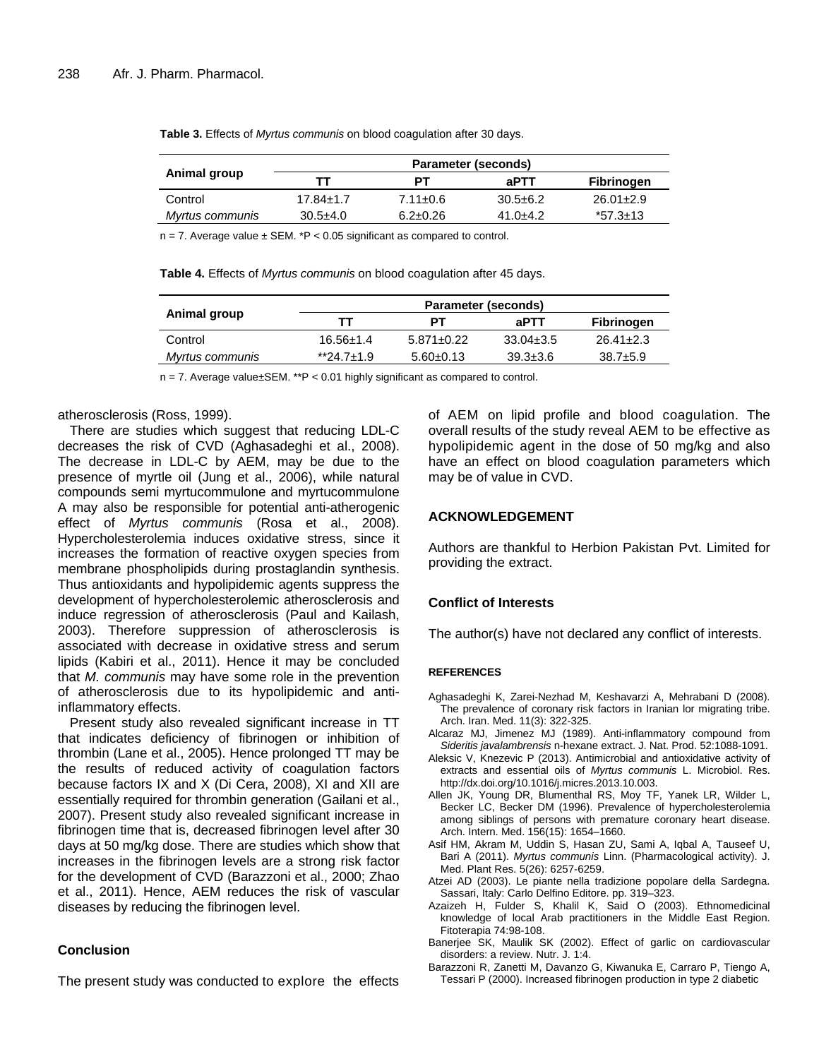**Table 3.** Effects of *Myrtus communis* on blood coagulation after 30 days.

| Animal group | Parameter (seconds) | | | |
|---|---|---|---|---|
| | TT | PT | aPTT | Fibrinogen |
| Control | 17.84±1.7 | 7.11±0.6 | 30.5±6.2 | 26.01±2.9 |
| *Myrtus communis* | 30.5±4.0 | 6.2±0.26 | 41.0±4.2 | *57.3±13 |

n = 7. Average value ± SEM. *P < 0.05 significant as compared to control.

**Table 4.** Effects of *Myrtus communis* on blood coagulation after 45 days.

| Animal group | Parameter (seconds) | | | |
|---|---|---|---|---|
| | TT | PT | aPTT | Fibrinogen |
| Control | 16.56±1.4 | 5.871±0.22 | 33.04±3.5 | 26.41±2.3 |
| *Myrtus communis* | **24.7±1.9 | 5.60±0.13 | 39.3±3.6 | 38.7±5.9 |

n = 7. Average value±SEM. **P < 0.01 highly significant as compared to control.

atherosclerosis (Ross, 1999).

There are studies which suggest that reducing LDL-C decreases the risk of CVD (Aghasadeghi et al., 2008). The decrease in LDL-C by AEM, may be due to the presence of myrtle oil (Jung et al., 2006), while natural compounds semi myrtucommulone and myrtucommulone A may also be responsible for potential anti-atherogenic effect of *Myrtus communis* (Rosa et al., 2008). Hypercholesterolemia induces oxidative stress, since it increases the formation of reactive oxygen species from membrane phospholipids during prostaglandin synthesis. Thus antioxidants and hypolipidemic agents suppress the development of hypercholesterolemic atherosclerosis and induce regression of atherosclerosis (Paul and Kailash, 2003). Therefore suppression of atherosclerosis is associated with decrease in oxidative stress and serum lipids (Kabiri et al., 2011). Hence it may be concluded that *M. communis* may have some role in the prevention of atherosclerosis due to its hypolipidemic and anti-inflammatory effects.

Present study also revealed significant increase in TT that indicates deficiency of fibrinogen or inhibition of thrombin (Lane et al., 2005). Hence prolonged TT may be the results of reduced activity of coagulation factors because factors IX and X (Di Cera, 2008), XI and XII are essentially required for thrombin generation (Gailani et al., 2007). Present study also revealed significant increase in fibrinogen time that is, decreased fibrinogen level after 30 days at 50 mg/kg dose. There are studies which show that increases in the fibrinogen levels are a strong risk factor for the development of CVD (Barazzoni et al., 2000; Zhao et al., 2011). Hence, AEM reduces the risk of vascular diseases by reducing the fibrinogen level.

## Conclusion

The present study was conducted to explore the effects of AEM on lipid profile and blood coagulation. The overall results of the study reveal AEM to be effective as hypolipidemic agent in the dose of 50 mg/kg and also have an effect on blood coagulation parameters which may be of value in CVD.

## ACKNOWLEDGEMENT

Authors are thankful to Herbion Pakistan Pvt. Limited for providing the extract.

## Conflict of Interests

The author(s) have not declared any conflict of interests.

## REFERENCES

Aghasadeghi K, Zarei-Nezhad M, Keshavarzi A, Mehrabani D (2008). The prevalence of coronary risk factors in Iranian lor migrating tribe. Arch. Iran. Med. 11(3): 322-325.

Alcaraz MJ, Jimenez MJ (1989). Anti-inflammatory compound from *Sideritis javalambrensis* n-hexane extract. J. Nat. Prod. 52:1088-1091.

Aleksic V, Knezevic P (2013). Antimicrobial and antioxidative activity of extracts and essential oils of *Myrtus communis* L. Microbiol. Res. http://dx.doi.org/10.1016/j.micres.2013.10.003.

Allen JK, Young DR, Blumenthal RS, Moy TF, Yanek LR, Wilder L, Becker LC, Becker DM (1996). Prevalence of hypercholesterolemia among siblings of persons with premature coronary heart disease. Arch. Intern. Med. 156(15): 1654–1660.

Asif HM, Akram M, Uddin S, Hasan ZU, Sami A, Iqbal A, Tauseef U, Bari A (2011). *Myrtus communis* Linn. (Pharmacological activity). J. Med. Plant Res. 5(26): 6257-6259.

Atzei AD (2003). Le piante nella tradizione popolare della Sardegna. Sassari, Italy: Carlo Delfino Editore. pp. 319–323.

Azaizeh H, Fulder S, Khalil K, Said O (2003). Ethnomedicinal knowledge of local Arab practitioners in the Middle East Region. Fitoterapia 74:98-108.

Banerjee SK, Maulik SK (2002). Effect of garlic on cardiovascular disorders: a review. Nutr. J. 1:4.

Barazzoni R, Zanetti M, Davanzo G, Kiwanuka E, Carraro P, Tiengo A, Tessari P (2000). Increased fibrinogen production in type 2 diabetic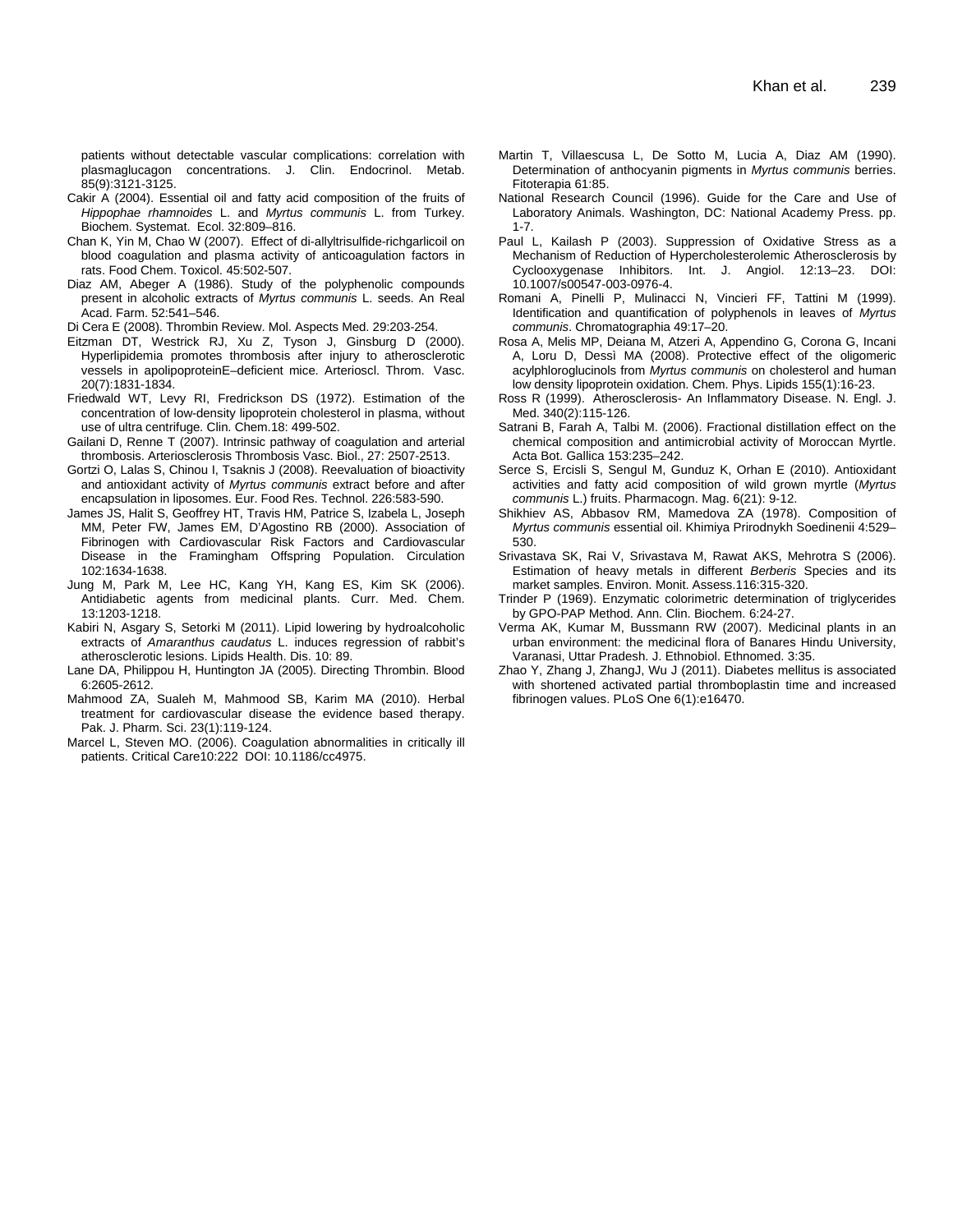patients without detectable vascular complications: correlation with plasmaglucagon concentrations. J. Clin. Endocrinol. Metab. 85(9):3121-3125.

Cakir A (2004). Essential oil and fatty acid composition of the fruits of *Hippophae rhamnoides* L. and *Myrtus communis* L. from Turkey. Biochem. Systemat. Ecol. 32:809–816.

Chan K, Yin M, Chao W (2007). Effect of di-allyltrisulfide-richgarlicoil on blood coagulation and plasma activity of anticoagulation factors in rats. Food Chem. Toxicol. 45:502-507.

Diaz AM, Abeger A (1986). Study of the polyphenolic compounds present in alcoholic extracts of *Myrtus communis* L. seeds. An Real Acad. Farm. 52:541–546.

Di Cera E (2008). Thrombin Review. Mol. Aspects Med. 29:203-254.

Eitzman DT, Westrick RJ, Xu Z, Tyson J, Ginsburg D (2000). Hyperlipidemia promotes thrombosis after injury to atherosclerotic vessels in apolipoproteinE–deficient mice. Arterioscl. Throm. Vasc. 20(7):1831-1834.

Friedwald WT, Levy RI, Fredrickson DS (1972). Estimation of the concentration of low-density lipoprotein cholesterol in plasma, without use of ultra centrifuge. Clin. Chem.18: 499-502.

Gailani D, Renne T (2007). Intrinsic pathway of coagulation and arterial thrombosis. Arteriosclerosis Thrombosis Vasc. Biol., 27: 2507-2513.

Gortzi O, Lalas S, Chinou I, Tsaknis J (2008). Reevaluation of bioactivity and antioxidant activity of *Myrtus communis* extract before and after encapsulation in liposomes. Eur. Food Res. Technol. 226:583-590.

James JS, Halit S, Geoffrey HT, Travis HM, Patrice S, Izabela L, Joseph MM, Peter FW, James EM, D'Agostino RB (2000). Association of Fibrinogen with Cardiovascular Risk Factors and Cardiovascular Disease in the Framingham Offspring Population. Circulation 102:1634-1638.

Jung M, Park M, Lee HC, Kang YH, Kang ES, Kim SK (2006). Antidiabetic agents from medicinal plants. Curr. Med. Chem. 13:1203-1218.

Kabiri N, Asgary S, Setorki M (2011). Lipid lowering by hydroalcoholic extracts of *Amaranthus caudatus* L. induces regression of rabbit's atherosclerotic lesions. Lipids Health. Dis. 10: 89.

Lane DA, Philippou H, Huntington JA (2005). Directing Thrombin. Blood 6:2605-2612.

Mahmood ZA, Sualeh M, Mahmood SB, Karim MA (2010). Herbal treatment for cardiovascular disease the evidence based therapy. Pak. J. Pharm. Sci. 23(1):119-124.

Marcel L, Steven MO. (2006). Coagulation abnormalities in critically ill patients. Critical Care10:222 DOI: 10.1186/cc4975.

Martin T, Villaescusa L, De Sotto M, Lucia A, Diaz AM (1990). Determination of anthocyanin pigments in *Myrtus communis* berries. Fitoterapia 61:85.

National Research Council (1996). Guide for the Care and Use of Laboratory Animals. Washington, DC: National Academy Press. pp. 1-7.

Paul L, Kailash P (2003). Suppression of Oxidative Stress as a Mechanism of Reduction of Hypercholesterolemic Atherosclerosis by Cyclooxygenase Inhibitors. Int. J. Angiol. 12:13–23. DOI: 10.1007/s00547-003-0976-4.

Romani A, Pinelli P, Mulinacci N, Vincieri FF, Tattini M (1999). Identification and quantification of polyphenols in leaves of *Myrtus communis*. Chromatographia 49:17–20.

Rosa A, Melis MP, Deiana M, Atzeri A, Appendino G, Corona G, Incani A, Loru D, Dessì MA (2008). Protective effect of the oligomeric acylphloroglucinols from *Myrtus communis* on cholesterol and human low density lipoprotein oxidation. Chem. Phys. Lipids 155(1):16-23.

Ross R (1999). Atherosclerosis- An Inflammatory Disease. N. Engl. J. Med. 340(2):115-126.

Satrani B, Farah A, Talbi M. (2006). Fractional distillation effect on the chemical composition and antimicrobial activity of Moroccan Myrtle. Acta Bot. Gallica 153:235–242.

Serce S, Ercisli S, Sengul M, Gunduz K, Orhan E (2010). Antioxidant activities and fatty acid composition of wild grown myrtle (*Myrtus communis* L.) fruits. Pharmacogn. Mag. 6(21): 9-12.

Shikhiev AS, Abbasov RM, Mamedova ZA (1978). Composition of *Myrtus communis* essential oil. Khimiya Prirodnykh Soedinenii 4:529–530.

Srivastava SK, Rai V, Srivastava M, Rawat AKS, Mehrotra S (2006). Estimation of heavy metals in different *Berberis* Species and its market samples. Environ. Monit. Assess.116:315-320.

Trinder P (1969). Enzymatic colorimetric determination of triglycerides by GPO-PAP Method. Ann. Clin. Biochem. 6:24-27.

Verma AK, Kumar M, Bussmann RW (2007). Medicinal plants in an urban environment: the medicinal flora of Banares Hindu University, Varanasi, Uttar Pradesh. J. Ethnobiol. Ethnomed. 3:35.

Zhao Y, Zhang J, ZhangJ, Wu J (2011). Diabetes mellitus is associated with shortened activated partial thromboplastin time and increased fibrinogen values. PLoS One 6(1):e16470.